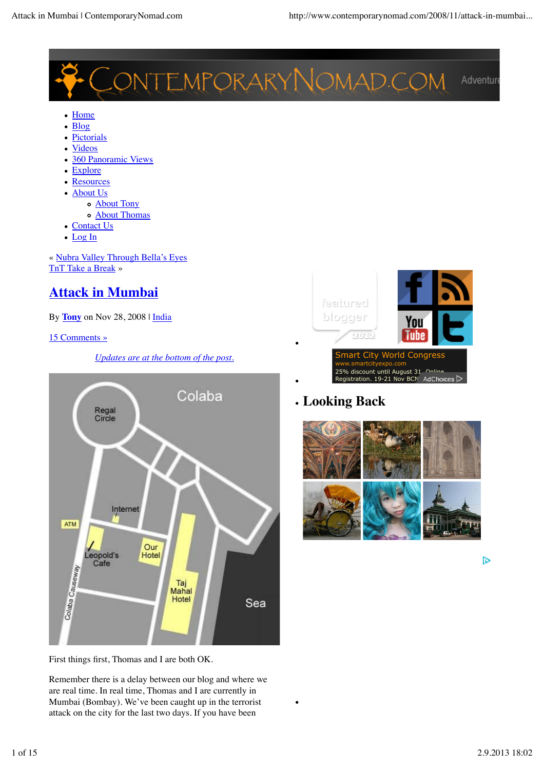- Home
- Blog
- Pictorials
- Videos
- 360 Panoramic Views
- Explore
- Resources
- About Us
  - About Tony
  - About Thomas
- Contact Us
- Log In

« Nubra Valley Through Bella's Eyes
TnT Take a Break »

# Attack in Mumbai

By **Tony** on Nov 28, 2008 | India

15 Comments »

*Updates are at the bottom of the post.*

First things first, Thomas and I are both OK.

Remember there is a delay between our blog and where we are real time. In real time, Thomas and I are currently in Mumbai (Bombay). We've been caught up in the terrorist attack on the city for the last two days. If you have been

## Looking Back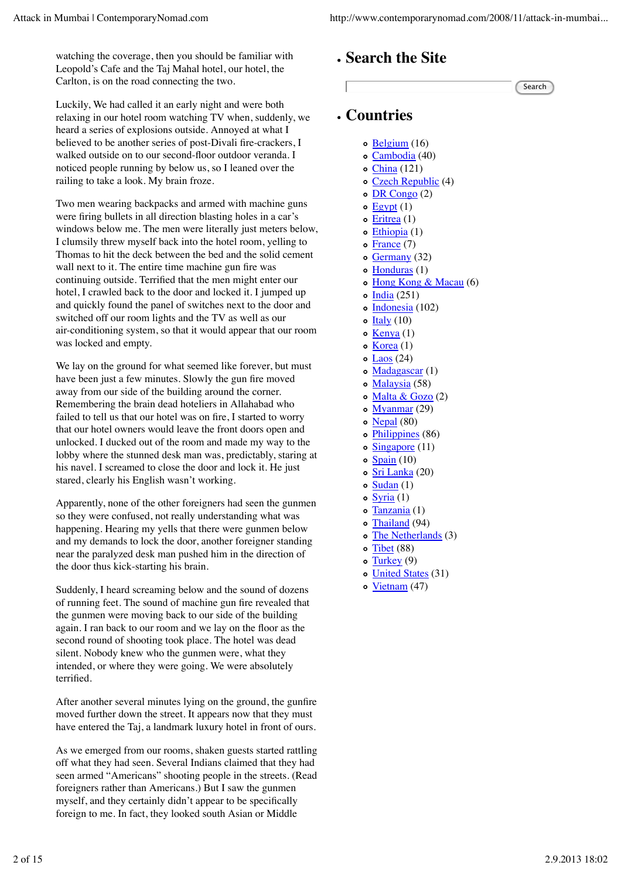watching the coverage, then you should be familiar with Leopold's Cafe and the Taj Mahal hotel, our hotel, the Carlton, is on the road connecting the two.

Luckily, We had called it an early night and were both relaxing in our hotel room watching TV when, suddenly, we heard a series of explosions outside. Annoyed at what I believed to be another series of post-Divali fire-crackers, I walked outside on to our second-floor outdoor veranda. I noticed people running by below us, so I leaned over the railing to take a look. My brain froze.

Two men wearing backpacks and armed with machine guns were firing bullets in all direction blasting holes in a car's windows below me. The men were literally just meters below, I clumsily threw myself back into the hotel room, yelling to Thomas to hit the deck between the bed and the solid cement wall next to it. The entire time machine gun fire was continuing outside. Terrified that the men might enter our hotel, I crawled back to the door and locked it. I jumped up and quickly found the panel of switches next to the door and switched off our room lights and the TV as well as our air-conditioning system, so that it would appear that our room was locked and empty.

We lay on the ground for what seemed like forever, but must have been just a few minutes. Slowly the gun fire moved away from our side of the building around the corner. Remembering the brain dead hoteliers in Allahabad who failed to tell us that our hotel was on fire, I started to worry that our hotel owners would leave the front doors open and unlocked. I ducked out of the room and made my way to the lobby where the stunned desk man was, predictably, staring at his navel. I screamed to close the door and lock it. He just stared, clearly his English wasn't working.

Apparently, none of the other foreigners had seen the gunmen so they were confused, not really understanding what was happening. Hearing my yells that there were gunmen below and my demands to lock the door, another foreigner standing near the paralyzed desk man pushed him in the direction of the door thus kick-starting his brain.

Suddenly, I heard screaming below and the sound of dozens of running feet. The sound of machine gun fire revealed that the gunmen were moving back to our side of the building again. I ran back to our room and we lay on the floor as the second round of shooting took place. The hotel was dead silent. Nobody knew who the gunmen were, what they intended, or where they were going. We were absolutely terrified.

After another several minutes lying on the ground, the gunfire moved further down the street. It appears now that they must have entered the Taj, a landmark luxury hotel in front of ours.

As we emerged from our rooms, shaken guests started rattling off what they had seen. Several Indians claimed that they had seen armed "Americans" shooting people in the streets. (Read foreigners rather than Americans.) But I saw the gunmen myself, and they certainly didn't appear to be specifically foreign to me. In fact, they looked south Asian or Middle

## Search the Site

Search

## Countries

- Belgium (16)
- Cambodia (40)
- China (121)
- Czech Republic (4)
- DR Congo (2)
- Egypt (1)
- Eritrea (1)
- Ethiopia (1)
- France (7)
- Germany (32)
- Honduras (1)
- Hong Kong & Macau (6)
- India (251)
- Indonesia (102)
- Italy (10)
- Kenya (1)
- Korea (1)
- Laos (24)
- Madagascar (1)
- Malaysia (58)
- Malta & Gozo (2)
- Myanmar (29)
- Nepal (80)
- Philippines (86)
- Singapore (11)
- Spain (10)
- Sri Lanka (20)
- Sudan (1)
- Syria (1)
- Tanzania (1)
- Thailand (94)
- The Netherlands (3)
- Tibet (88)
- Turkey (9)
- United States (31)
- Vietnam (47)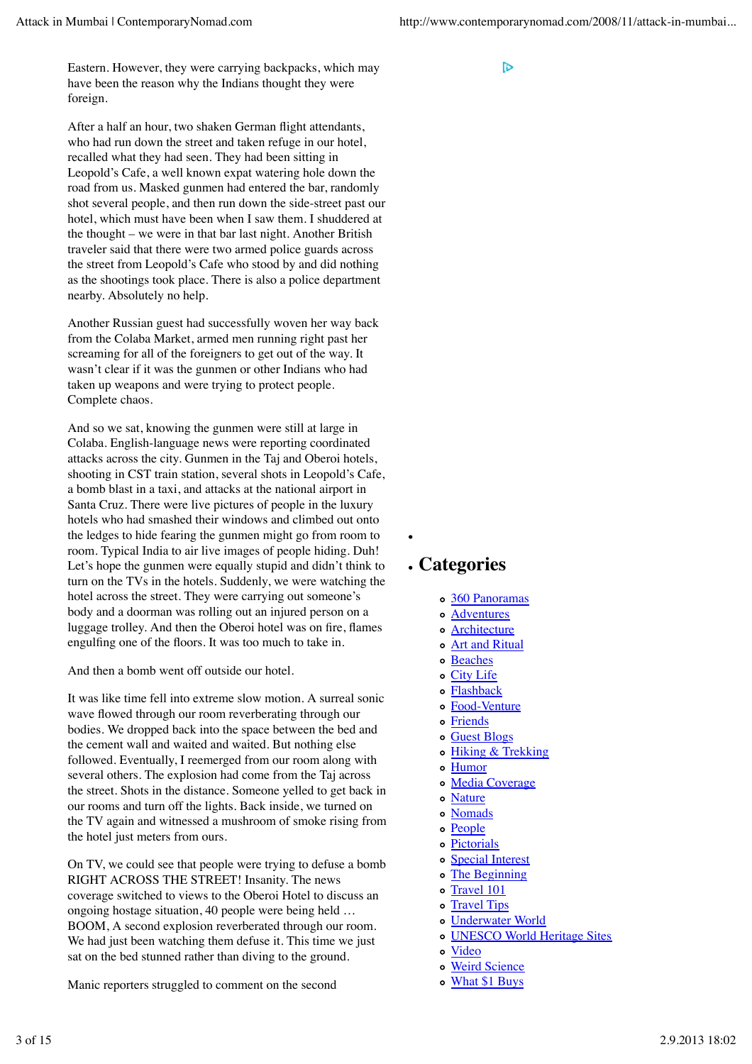Eastern. However, they were carrying backpacks, which may have been the reason why the Indians thought they were foreign.

After a half an hour, two shaken German flight attendants, who had run down the street and taken refuge in our hotel, recalled what they had seen. They had been sitting in Leopold's Cafe, a well known expat watering hole down the road from us. Masked gunmen had entered the bar, randomly shot several people, and then run down the side-street past our hotel, which must have been when I saw them. I shuddered at the thought – we were in that bar last night. Another British traveler said that there were two armed police guards across the street from Leopold's Cafe who stood by and did nothing as the shootings took place. There is also a police department nearby. Absolutely no help.

Another Russian guest had successfully woven her way back from the Colaba Market, armed men running right past her screaming for all of the foreigners to get out of the way. It wasn't clear if it was the gunmen or other Indians who had taken up weapons and were trying to protect people. Complete chaos.

And so we sat, knowing the gunmen were still at large in Colaba. English-language news were reporting coordinated attacks across the city. Gunmen in the Taj and Oberoi hotels, shooting in CST train station, several shots in Leopold's Cafe, a bomb blast in a taxi, and attacks at the national airport in Santa Cruz. There were live pictures of people in the luxury hotels who had smashed their windows and climbed out onto the ledges to hide fearing the gunmen might go from room to room. Typical India to air live images of people hiding. Duh! Let's hope the gunmen were equally stupid and didn't think to turn on the TVs in the hotels. Suddenly, we were watching the hotel across the street. They were carrying out someone's body and a doorman was rolling out an injured person on a luggage trolley. And then the Oberoi hotel was on fire, flames engulfing one of the floors. It was too much to take in.

And then a bomb went off outside our hotel.

It was like time fell into extreme slow motion. A surreal sonic wave flowed through our room reverberating through our bodies. We dropped back into the space between the bed and the cement wall and waited and waited. But nothing else followed. Eventually, I reemerged from our room along with several others. The explosion had come from the Taj across the street. Shots in the distance. Someone yelled to get back in our rooms and turn off the lights. Back inside, we turned on the TV again and witnessed a mushroom of smoke rising from the hotel just meters from ours.

On TV, we could see that people were trying to defuse a bomb RIGHT ACROSS THE STREET! Insanity. The news coverage switched to views to the Oberoi Hotel to discuss an ongoing hostage situation, 40 people were being held … BOOM, A second explosion reverberated through our room. We had just been watching them defuse it. This time we just sat on the bed stunned rather than diving to the ground.

Manic reporters struggled to comment on the second

- 

## Categories

- 360 Panoramas
- Adventures
- Architecture
- Art and Ritual
- Beaches
- City Life
- Flashback
- Food-Venture
- Friends
- Guest Blogs
- Hiking & Trekking
- Humor
- Media Coverage
- Nature
- Nomads
- People
- Pictorials
- Special Interest
- The Beginning
- Travel 101
- Travel Tips
- Underwater World
- UNESCO World Heritage Sites
- Video
- Weird Science
- What $1 Buys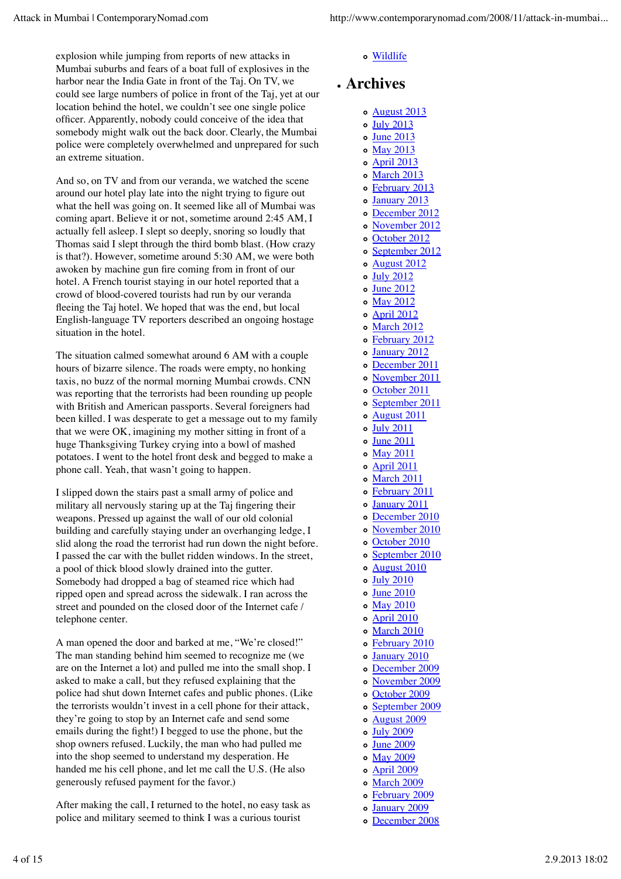explosion while jumping from reports of new attacks in Mumbai suburbs and fears of a boat full of explosives in the harbor near the India Gate in front of the Taj. On TV, we could see large numbers of police in front of the Taj, yet at our location behind the hotel, we couldn't see one single police officer. Apparently, nobody could conceive of the idea that somebody might walk out the back door. Clearly, the Mumbai police were completely overwhelmed and unprepared for such an extreme situation.

And so, on TV and from our veranda, we watched the scene around our hotel play late into the night trying to figure out what the hell was going on. It seemed like all of Mumbai was coming apart. Believe it or not, sometime around 2:45 AM, I actually fell asleep. I slept so deeply, snoring so loudly that Thomas said I slept through the third bomb blast. (How crazy is that?). However, sometime around 5:30 AM, we were both awoken by machine gun fire coming from in front of our hotel. A French tourist staying in our hotel reported that a crowd of blood-covered tourists had run by our veranda fleeing the Taj hotel. We hoped that was the end, but local English-language TV reporters described an ongoing hostage situation in the hotel.

The situation calmed somewhat around 6 AM with a couple hours of bizarre silence. The roads were empty, no honking taxis, no buzz of the normal morning Mumbai crowds. CNN was reporting that the terrorists had been rounding up people with British and American passports. Several foreigners had been killed. I was desperate to get a message out to my family that we were OK, imagining my mother sitting in front of a huge Thanksgiving Turkey crying into a bowl of mashed potatoes. I went to the hotel front desk and begged to make a phone call. Yeah, that wasn't going to happen.

I slipped down the stairs past a small army of police and military all nervously staring up at the Taj fingering their weapons. Pressed up against the wall of our old colonial building and carefully staying under an overhanging ledge, I slid along the road the terrorist had run down the night before. I passed the car with the bullet ridden windows. In the street, a pool of thick blood slowly drained into the gutter. Somebody had dropped a bag of steamed rice which had ripped open and spread across the sidewalk. I ran across the street and pounded on the closed door of the Internet cafe / telephone center.

A man opened the door and barked at me, "We're closed!" The man standing behind him seemed to recognize me (we are on the Internet a lot) and pulled me into the small shop. I asked to make a call, but they refused explaining that the police had shut down Internet cafes and public phones. (Like the terrorists wouldn't invest in a cell phone for their attack, they're going to stop by an Internet cafe and send some emails during the fight!) I begged to use the phone, but the shop owners refused. Luckily, the man who had pulled me into the shop seemed to understand my desperation. He handed me his cell phone, and let me call the U.S. (He also generously refused payment for the favor.)

After making the call, I returned to the hotel, no easy task as police and military seemed to think I was a curious tourist

- Wildlife

## Archives

- August 2013
- July 2013
- June 2013
- May 2013
- April 2013
- March 2013
- February 2013
- January 2013
- December 2012
- November 2012
- October 2012
- September 2012
- August 2012
- July 2012
- June 2012
- May 2012
- April 2012
- March 2012
- February 2012
- January 2012
- December 2011
- November 2011
- October 2011
- September 2011
- August 2011
- July 2011
- June 2011
- May 2011
- April 2011
- March 2011
- February 2011
- January 2011
- December 2010
- November 2010
- October 2010
- September 2010
- August 2010
- July 2010
- June 2010
- May 2010
- April 2010
- March 2010
- February 2010
- January 2010
- December 2009
- November 2009
- October 2009
- September 2009
- August 2009
- July 2009
- June 2009
- May 2009
- April 2009
- March 2009
- February 2009
- January 2009
- December 2008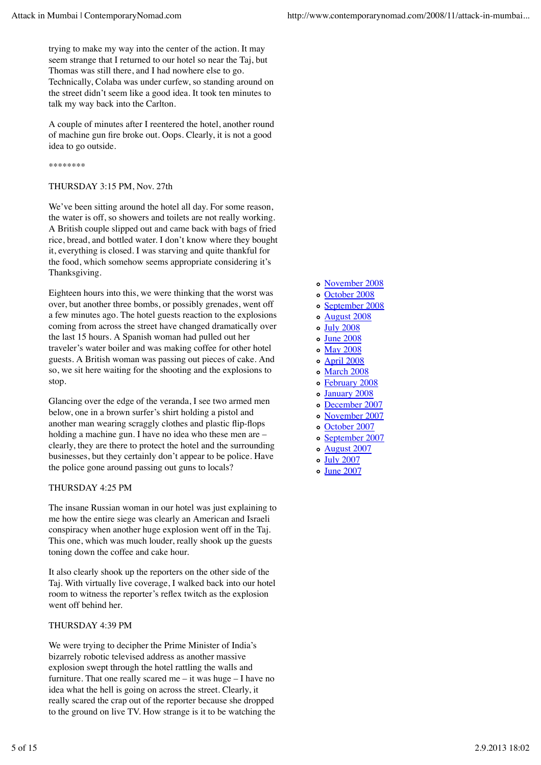trying to make my way into the center of the action. It may seem strange that I returned to our hotel so near the Taj, but Thomas was still there, and I had nowhere else to go. Technically, Colaba was under curfew, so standing around on the street didn't seem like a good idea. It took ten minutes to talk my way back into the Carlton.

A couple of minutes after I reentered the hotel, another round of machine gun fire broke out. Oops. Clearly, it is not a good idea to go outside.

********

THURSDAY 3:15 PM, Nov. 27th

We've been sitting around the hotel all day. For some reason, the water is off, so showers and toilets are not really working. A British couple slipped out and came back with bags of fried rice, bread, and bottled water. I don't know where they bought it, everything is closed. I was starving and quite thankful for the food, which somehow seems appropriate considering it's Thanksgiving.

Eighteen hours into this, we were thinking that the worst was over, but another three bombs, or possibly grenades, went off a few minutes ago. The hotel guests reaction to the explosions coming from across the street have changed dramatically over the last 15 hours. A Spanish woman had pulled out her traveler's water boiler and was making coffee for other hotel guests. A British woman was passing out pieces of cake. And so, we sit here waiting for the shooting and the explosions to stop.

Glancing over the edge of the veranda, I see two armed men below, one in a brown surfer's shirt holding a pistol and another man wearing scraggly clothes and plastic flip-flops holding a machine gun. I have no idea who these men are – clearly, they are there to protect the hotel and the surrounding businesses, but they certainly don't appear to be police. Have the police gone around passing out guns to locals?

THURSDAY 4:25 PM

The insane Russian woman in our hotel was just explaining to me how the entire siege was clearly an American and Israeli conspiracy when another huge explosion went off in the Taj. This one, which was much louder, really shook up the guests toning down the coffee and cake hour.

It also clearly shook up the reporters on the other side of the Taj. With virtually live coverage, I walked back into our hotel room to witness the reporter's reflex twitch as the explosion went off behind her.

THURSDAY 4:39 PM

We were trying to decipher the Prime Minister of India's bizarrely robotic televised address as another massive explosion swept through the hotel rattling the walls and furniture. That one really scared me – it was huge – I have no idea what the hell is going on across the street. Clearly, it really scared the crap out of the reporter because she dropped to the ground on live TV. How strange is it to be watching the

- November 2008
- October 2008
- September 2008
- August 2008
- July 2008
- June 2008
- May 2008
- April 2008
- March 2008
- February 2008
- January 2008
- December 2007
- November 2007
- October 2007
- September 2007
- August 2007
- July 2007
- June 2007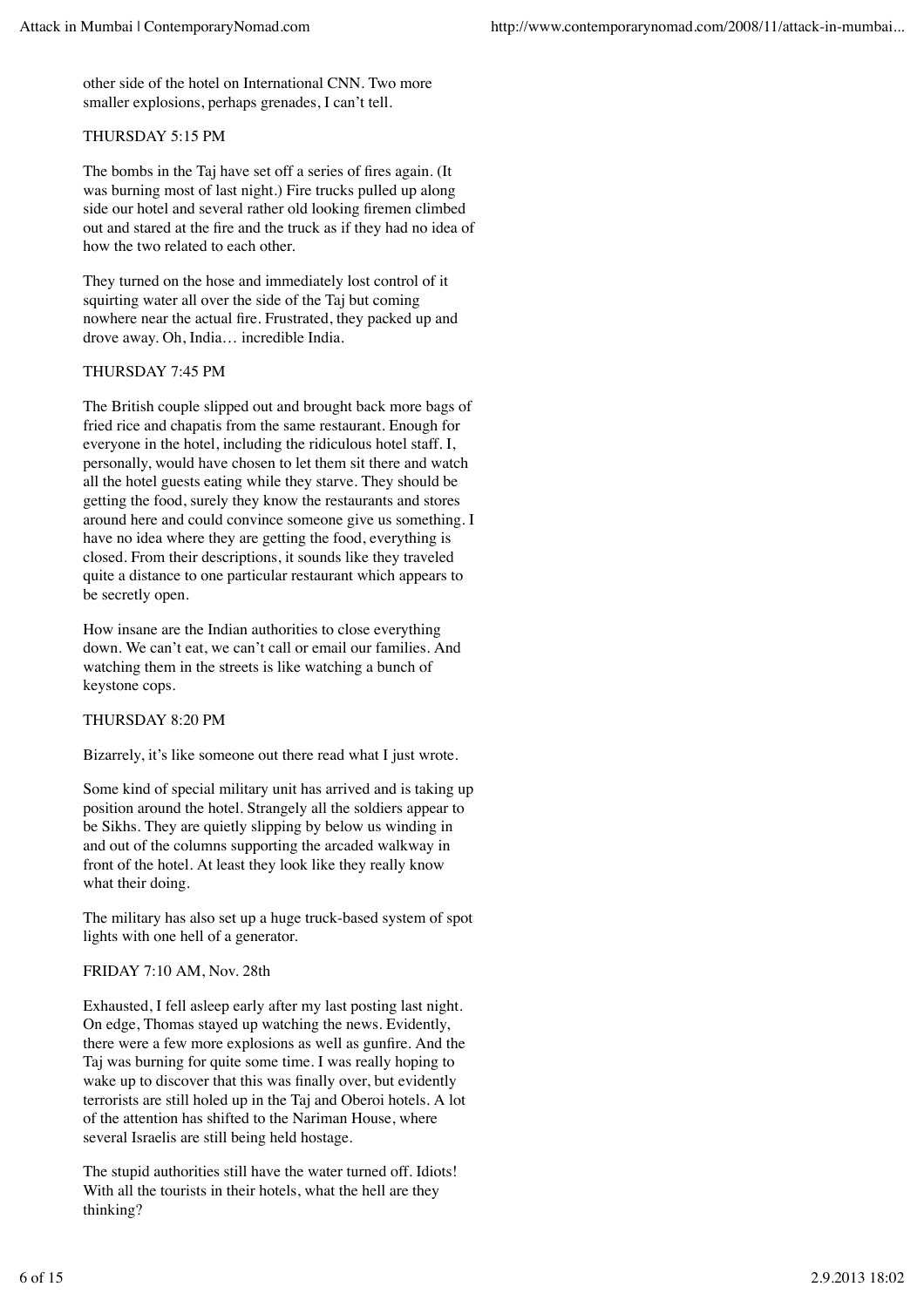other side of the hotel on International CNN. Two more smaller explosions, perhaps grenades, I can't tell.

THURSDAY 5:15 PM

The bombs in the Taj have set off a series of fires again. (It was burning most of last night.) Fire trucks pulled up along side our hotel and several rather old looking firemen climbed out and stared at the fire and the truck as if they had no idea of how the two related to each other.

They turned on the hose and immediately lost control of it squirting water all over the side of the Taj but coming nowhere near the actual fire. Frustrated, they packed up and drove away. Oh, India… incredible India.

THURSDAY 7:45 PM

The British couple slipped out and brought back more bags of fried rice and chapatis from the same restaurant. Enough for everyone in the hotel, including the ridiculous hotel staff. I, personally, would have chosen to let them sit there and watch all the hotel guests eating while they starve. They should be getting the food, surely they know the restaurants and stores around here and could convince someone give us something. I have no idea where they are getting the food, everything is closed. From their descriptions, it sounds like they traveled quite a distance to one particular restaurant which appears to be secretly open.

How insane are the Indian authorities to close everything down. We can't eat, we can't call or email our families. And watching them in the streets is like watching a bunch of keystone cops.

THURSDAY 8:20 PM

Bizarrely, it's like someone out there read what I just wrote.

Some kind of special military unit has arrived and is taking up position around the hotel. Strangely all the soldiers appear to be Sikhs. They are quietly slipping by below us winding in and out of the columns supporting the arcaded walkway in front of the hotel. At least they look like they really know what their doing.

The military has also set up a huge truck-based system of spot lights with one hell of a generator.

FRIDAY 7:10 AM, Nov. 28th

Exhausted, I fell asleep early after my last posting last night. On edge, Thomas stayed up watching the news. Evidently, there were a few more explosions as well as gunfire. And the Taj was burning for quite some time. I was really hoping to wake up to discover that this was finally over, but evidently terrorists are still holed up in the Taj and Oberoi hotels. A lot of the attention has shifted to the Nariman House, where several Israelis are still being held hostage.

The stupid authorities still have the water turned off. Idiots! With all the tourists in their hotels, what the hell are they thinking?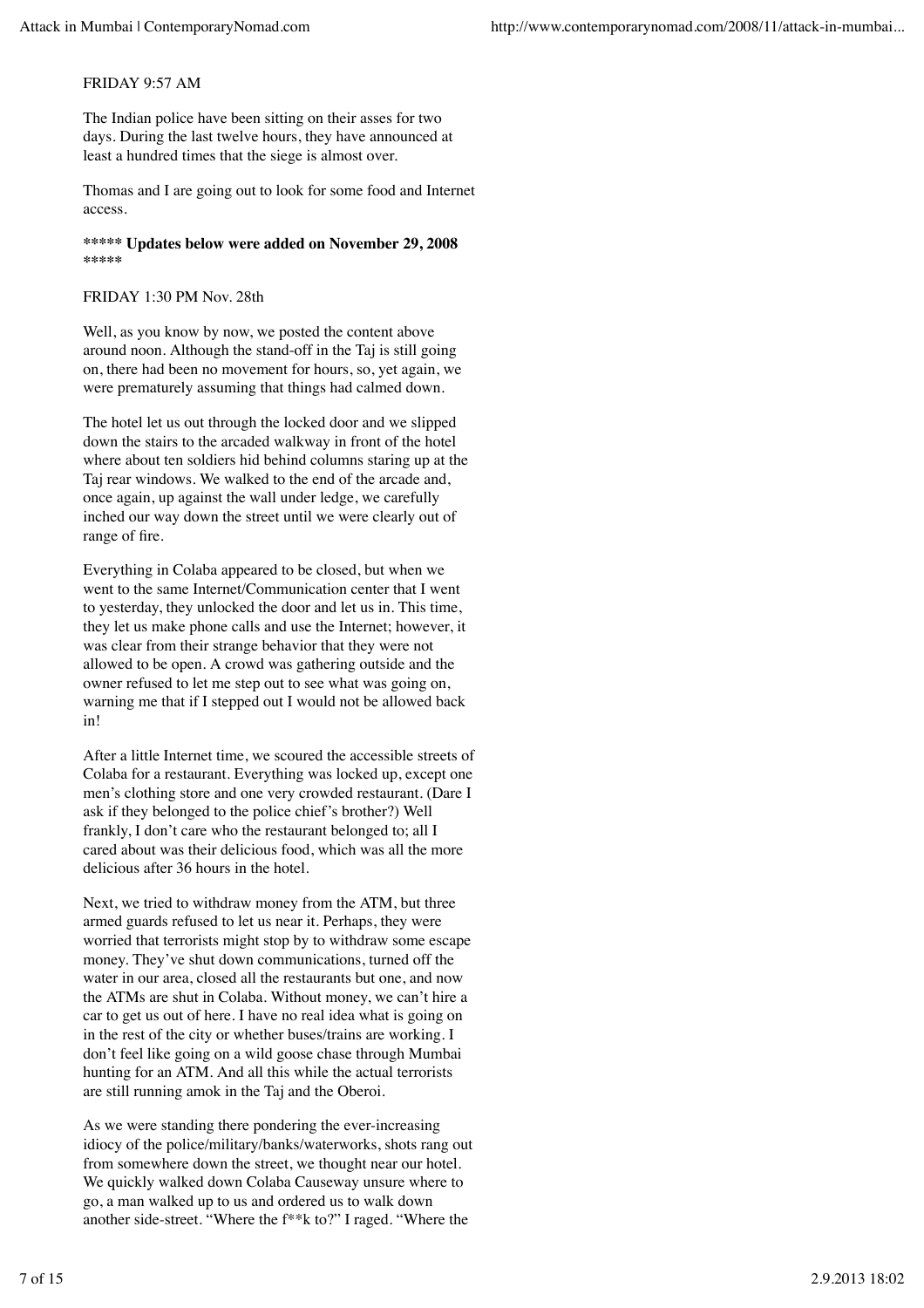FRIDAY 9:57 AM

The Indian police have been sitting on their asses for two days. During the last twelve hours, they have announced at least a hundred times that the siege is almost over.

Thomas and I are going out to look for some food and Internet access.

***** **Updates below were added on November 29, 2008** *****

FRIDAY 1:30 PM Nov. 28th

Well, as you know by now, we posted the content above around noon. Although the stand-off in the Taj is still going on, there had been no movement for hours, so, yet again, we were prematurely assuming that things had calmed down.

The hotel let us out through the locked door and we slipped down the stairs to the arcaded walkway in front of the hotel where about ten soldiers hid behind columns staring up at the Taj rear windows. We walked to the end of the arcade and, once again, up against the wall under ledge, we carefully inched our way down the street until we were clearly out of range of fire.

Everything in Colaba appeared to be closed, but when we went to the same Internet/Communication center that I went to yesterday, they unlocked the door and let us in. This time, they let us make phone calls and use the Internet; however, it was clear from their strange behavior that they were not allowed to be open. A crowd was gathering outside and the owner refused to let me step out to see what was going on, warning me that if I stepped out I would not be allowed back in!

After a little Internet time, we scoured the accessible streets of Colaba for a restaurant. Everything was locked up, except one men's clothing store and one very crowded restaurant. (Dare I ask if they belonged to the police chief's brother?) Well frankly, I don't care who the restaurant belonged to; all I cared about was their delicious food, which was all the more delicious after 36 hours in the hotel.

Next, we tried to withdraw money from the ATM, but three armed guards refused to let us near it. Perhaps, they were worried that terrorists might stop by to withdraw some escape money. They've shut down communications, turned off the water in our area, closed all the restaurants but one, and now the ATMs are shut in Colaba. Without money, we can't hire a car to get us out of here. I have no real idea what is going on in the rest of the city or whether buses/trains are working. I don't feel like going on a wild goose chase through Mumbai hunting for an ATM. And all this while the actual terrorists are still running amok in the Taj and the Oberoi.

As we were standing there pondering the ever-increasing idiocy of the police/military/banks/waterworks, shots rang out from somewhere down the street, we thought near our hotel. We quickly walked down Colaba Causeway unsure where to go, a man walked up to us and ordered us to walk down another side-street. "Where the f**k to?" I raged. "Where the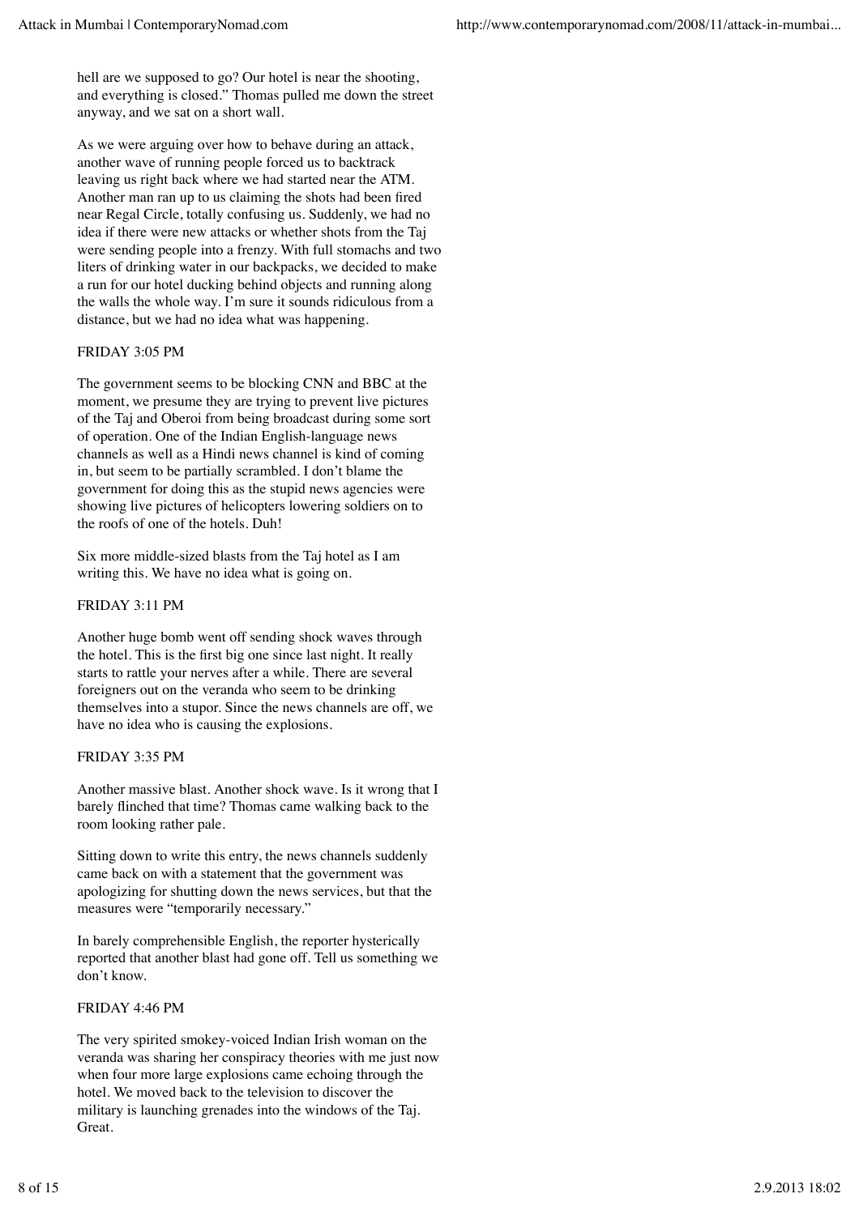hell are we supposed to go? Our hotel is near the shooting, and everything is closed." Thomas pulled me down the street anyway, and we sat on a short wall.

As we were arguing over how to behave during an attack, another wave of running people forced us to backtrack leaving us right back where we had started near the ATM. Another man ran up to us claiming the shots had been fired near Regal Circle, totally confusing us. Suddenly, we had no idea if there were new attacks or whether shots from the Taj were sending people into a frenzy. With full stomachs and two liters of drinking water in our backpacks, we decided to make a run for our hotel ducking behind objects and running along the walls the whole way. I'm sure it sounds ridiculous from a distance, but we had no idea what was happening.

FRIDAY 3:05 PM

The government seems to be blocking CNN and BBC at the moment, we presume they are trying to prevent live pictures of the Taj and Oberoi from being broadcast during some sort of operation. One of the Indian English-language news channels as well as a Hindi news channel is kind of coming in, but seem to be partially scrambled. I don't blame the government for doing this as the stupid news agencies were showing live pictures of helicopters lowering soldiers on to the roofs of one of the hotels. Duh!

Six more middle-sized blasts from the Taj hotel as I am writing this. We have no idea what is going on.

FRIDAY 3:11 PM

Another huge bomb went off sending shock waves through the hotel. This is the first big one since last night. It really starts to rattle your nerves after a while. There are several foreigners out on the veranda who seem to be drinking themselves into a stupor. Since the news channels are off, we have no idea who is causing the explosions.

FRIDAY 3:35 PM

Another massive blast. Another shock wave. Is it wrong that I barely flinched that time? Thomas came walking back to the room looking rather pale.

Sitting down to write this entry, the news channels suddenly came back on with a statement that the government was apologizing for shutting down the news services, but that the measures were "temporarily necessary."

In barely comprehensible English, the reporter hysterically reported that another blast had gone off. Tell us something we don't know.

FRIDAY 4:46 PM

The very spirited smokey-voiced Indian Irish woman on the veranda was sharing her conspiracy theories with me just now when four more large explosions came echoing through the hotel. We moved back to the television to discover the military is launching grenades into the windows of the Taj. Great.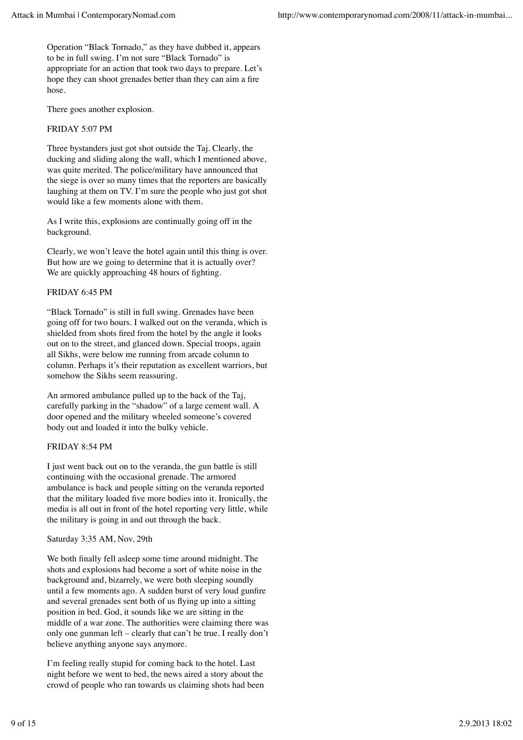Operation "Black Tornado," as they have dubbed it, appears to be in full swing. I'm not sure "Black Tornado" is appropriate for an action that took two days to prepare. Let's hope they can shoot grenades better than they can aim a fire hose.

There goes another explosion.

FRIDAY 5:07 PM

Three bystanders just got shot outside the Taj. Clearly, the ducking and sliding along the wall, which I mentioned above, was quite merited. The police/military have announced that the siege is over so many times that the reporters are basically laughing at them on TV. I'm sure the people who just got shot would like a few moments alone with them.

As I write this, explosions are continually going off in the background.

Clearly, we won't leave the hotel again until this thing is over. But how are we going to determine that it is actually over? We are quickly approaching 48 hours of fighting.

FRIDAY 6:45 PM

"Black Tornado" is still in full swing. Grenades have been going off for two hours. I walked out on the veranda, which is shielded from shots fired from the hotel by the angle it looks out on to the street, and glanced down. Special troops, again all Sikhs, were below me running from arcade column to column. Perhaps it's their reputation as excellent warriors, but somehow the Sikhs seem reassuring.

An armored ambulance pulled up to the back of the Taj, carefully parking in the "shadow" of a large cement wall. A door opened and the military wheeled someone's covered body out and loaded it into the bulky vehicle.

FRIDAY 8:54 PM

I just went back out on to the veranda, the gun battle is still continuing with the occasional grenade. The armored ambulance is back and people sitting on the veranda reported that the military loaded five more bodies into it. Ironically, the media is all out in front of the hotel reporting very little, while the military is going in and out through the back.

Saturday 3:35 AM, Nov. 29th

We both finally fell asleep some time around midnight. The shots and explosions had become a sort of white noise in the background and, bizarrely, we were both sleeping soundly until a few moments ago. A sudden burst of very loud gunfire and several grenades sent both of us flying up into a sitting position in bed. God, it sounds like we are sitting in the middle of a war zone. The authorities were claiming there was only one gunman left – clearly that can't be true. I really don't believe anything anyone says anymore.

I'm feeling really stupid for coming back to the hotel. Last night before we went to bed, the news aired a story about the crowd of people who ran towards us claiming shots had been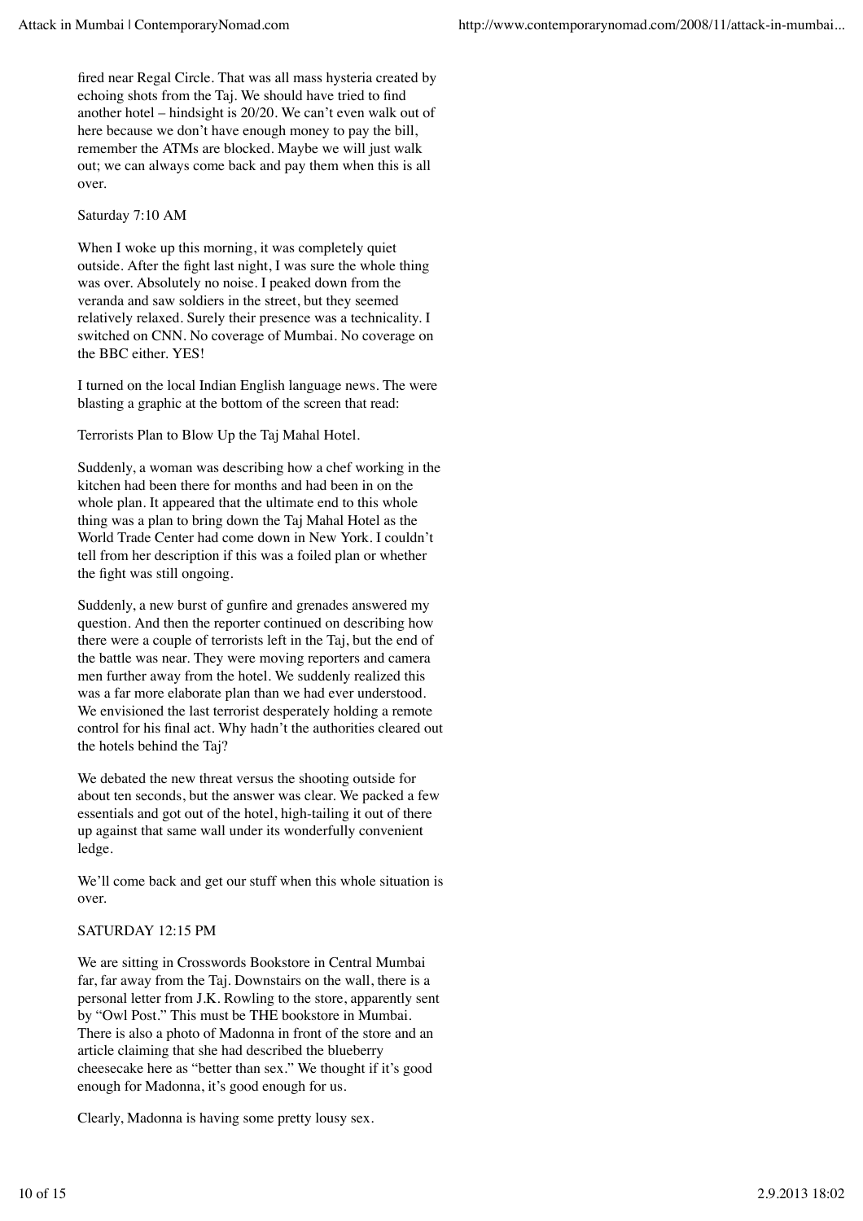fired near Regal Circle. That was all mass hysteria created by echoing shots from the Taj. We should have tried to find another hotel – hindsight is 20/20. We can't even walk out of here because we don't have enough money to pay the bill, remember the ATMs are blocked. Maybe we will just walk out; we can always come back and pay them when this is all over.

Saturday 7:10 AM

When I woke up this morning, it was completely quiet outside. After the fight last night, I was sure the whole thing was over. Absolutely no noise. I peaked down from the veranda and saw soldiers in the street, but they seemed relatively relaxed. Surely their presence was a technicality. I switched on CNN. No coverage of Mumbai. No coverage on the BBC either. YES!

I turned on the local Indian English language news. The were blasting a graphic at the bottom of the screen that read:

Terrorists Plan to Blow Up the Taj Mahal Hotel.

Suddenly, a woman was describing how a chef working in the kitchen had been there for months and had been in on the whole plan. It appeared that the ultimate end to this whole thing was a plan to bring down the Taj Mahal Hotel as the World Trade Center had come down in New York. I couldn't tell from her description if this was a foiled plan or whether the fight was still ongoing.

Suddenly, a new burst of gunfire and grenades answered my question. And then the reporter continued on describing how there were a couple of terrorists left in the Taj, but the end of the battle was near. They were moving reporters and camera men further away from the hotel. We suddenly realized this was a far more elaborate plan than we had ever understood. We envisioned the last terrorist desperately holding a remote control for his final act. Why hadn't the authorities cleared out the hotels behind the Taj?

We debated the new threat versus the shooting outside for about ten seconds, but the answer was clear. We packed a few essentials and got out of the hotel, high-tailing it out of there up against that same wall under its wonderfully convenient ledge.

We'll come back and get our stuff when this whole situation is over.

SATURDAY 12:15 PM

We are sitting in Crosswords Bookstore in Central Mumbai far, far away from the Taj. Downstairs on the wall, there is a personal letter from J.K. Rowling to the store, apparently sent by "Owl Post." This must be THE bookstore in Mumbai. There is also a photo of Madonna in front of the store and an article claiming that she had described the blueberry cheesecake here as "better than sex." We thought if it's good enough for Madonna, it's good enough for us.

Clearly, Madonna is having some pretty lousy sex.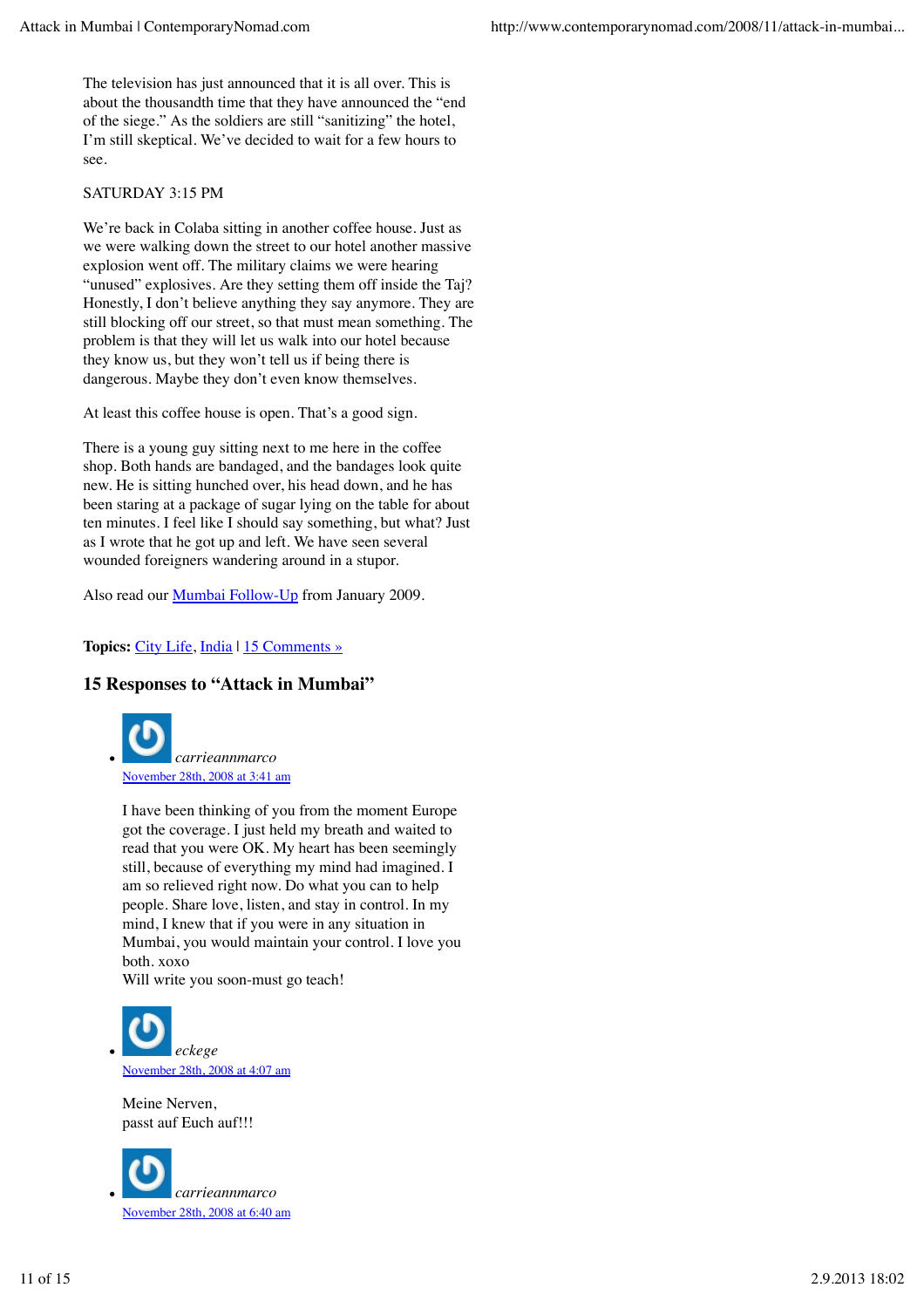The television has just announced that it is all over. This is about the thousandth time that they have announced the "end of the siege." As the soldiers are still "sanitizing" the hotel, I'm still skeptical. We've decided to wait for a few hours to see.

SATURDAY 3:15 PM

We're back in Colaba sitting in another coffee house. Just as we were walking down the street to our hotel another massive explosion went off. The military claims we were hearing "unused" explosives. Are they setting them off inside the Taj? Honestly, I don't believe anything they say anymore. They are still blocking off our street, so that must mean something. The problem is that they will let us walk into our hotel because they know us, but they won't tell us if being there is dangerous. Maybe they don't even know themselves.

At least this coffee house is open. That's a good sign.

There is a young guy sitting next to me here in the coffee shop. Both hands are bandaged, and the bandages look quite new. He is sitting hunched over, his head down, and he has been staring at a package of sugar lying on the table for about ten minutes. I feel like I should say something, but what? Just as I wrote that he got up and left. We have seen several wounded foreigners wandering around in a stupor.

Also read our Mumbai Follow-Up from January 2009.

**Topics:** City Life, India | 15 Comments »

## 15 Responses to "Attack in Mumbai"

- *carrieannmarco*
  November 28th, 2008 at 3:41 am

  I have been thinking of you from the moment Europe got the coverage. I just held my breath and waited to read that you were OK. My heart has been seemingly still, because of everything my mind had imagined. I am so relieved right now. Do what you can to help people. Share love, listen, and stay in control. In my mind, I knew that if you were in any situation in Mumbai, you would maintain your control. I love you both. xoxo
  Will write you soon-must go teach!

- *eckege*
  November 28th, 2008 at 4:07 am

  Meine Nerven,
  passt auf Euch auf!!!

- *carrieannmarco*
  November 28th, 2008 at 6:40 am